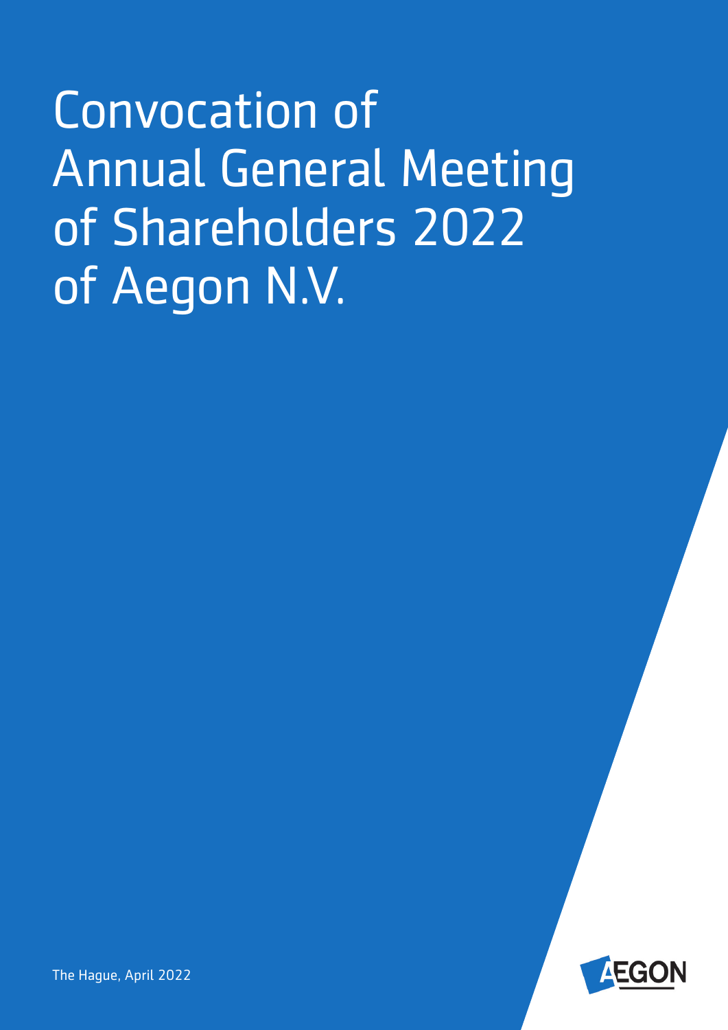# Convocation of Annual General Meeting of Shareholders 2022 of Aegon N.V.

The Hague, April 2022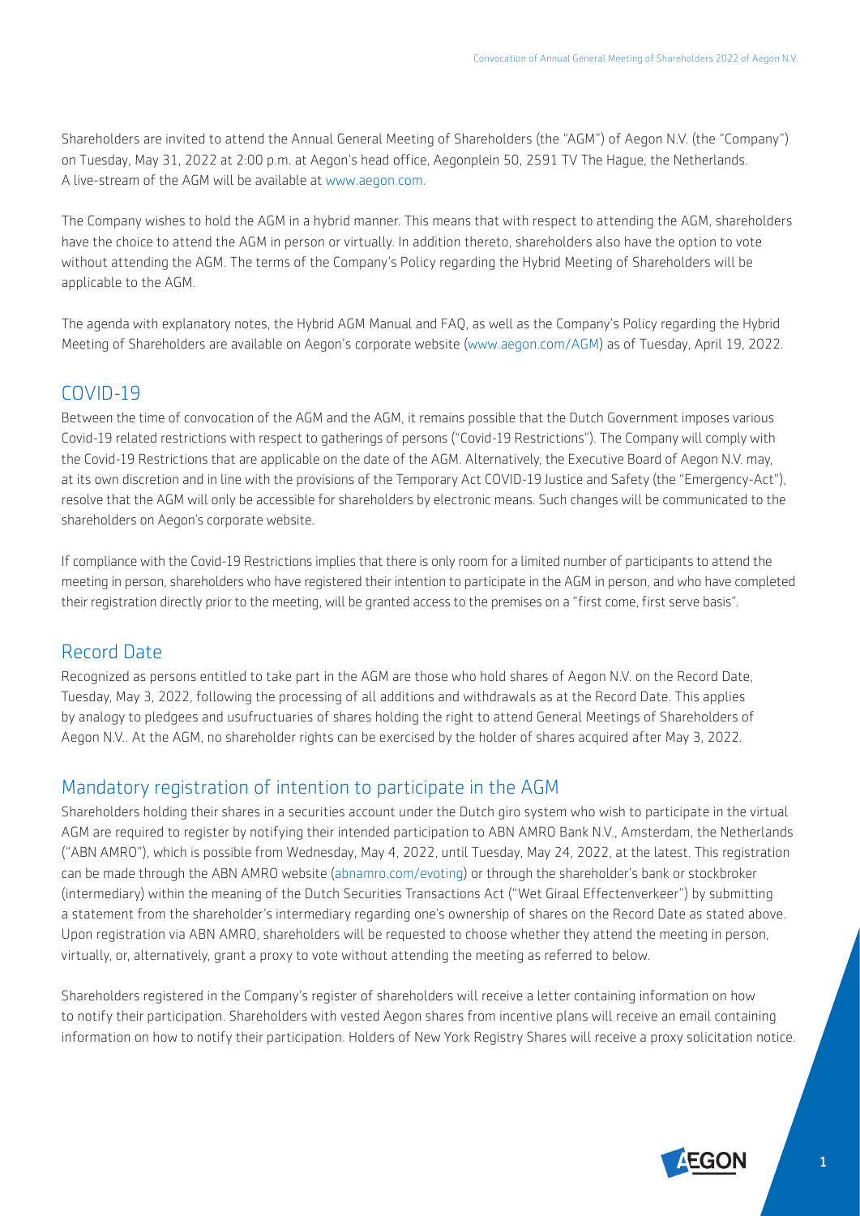Shareholders are invited to attend the Annual General Meeting of Shareholders (the "AGM") of Aegon N.V. (the "Company") on Tuesday, May 31, 2022 at 2:00 p.m. at Aegon's head office, Aegonplein 50, 2591 TV The Hague, the Netherlands. A live-stream of the AGM will be available at www.aegon.com.

The Company wishes to hold the AGM in a hybrid manner. This means that with respect to attending the AGM, shareholders have the choice to attend the AGM in person or virtually. In addition thereto, shareholders also have the option to vote without attending the AGM. The terms of the Company's Policy regarding the Hybrid Meeting of Shareholders will be applicable to the AGM.

The agenda with explanatory notes, the Hybrid AGM Manual and FAQ, as well as the Company's Policy regarding the Hybrid Meeting of Shareholders are available on Aegon's corporate website (www.aegon.com/AGM) as of Tuesday, April 19, 2022.

## COVID-19

Between the time of convocation of the AGM and the AGM, it remains possible that the Dutch Government imposes various Covid-19 related restrictions with respect to gatherings of persons ("Covid-19 Restrictions"). The Company will comply with the Covid-19 Restrictions that are applicable on the date of the AGM. Alternatively, the Executive Board of Aegon N.V. may, at its own discretion and in line with the provisions of the Temporary Act COVID-19 Justice and Safety (the "Emergency-Act"), resolve that the AGM will only be accessible for shareholders by electronic means. Such changes will be communicated to the shareholders on Aegon's corporate website.

If compliance with the Covid-19 Restrictions implies that there is only room for a limited number of participants to attend the meeting in person, shareholders who have registered their intention to participate in the AGM in person, and who have completed their registration directly prior to the meeting, will be granted access to the premises on a "first come, first serve basis".

## Record Date

Recognized as persons entitled to take part in the AGM are those who hold shares of Aegon N.V. on the Record Date, Tuesday, May 3, 2022, following the processing of all additions and withdrawals as at the Record Date. This applies by analogy to pledgees and usufructuaries of shares holding the right to attend General Meetings of Shareholders of Aegon N.V.. At the AGM, no shareholder rights can be exercised by the holder of shares acquired after May 3, 2022.

## Mandatory registration of intention to participate in the AGM

Shareholders holding their shares in a securities account under the Dutch giro system who wish to participate in the virtual AGM are required to register by notifying their intended participation to ABN AMRO Bank N.V., Amsterdam, the Netherlands ("ABN AMRO"), which is possible from Wednesday, May 4, 2022, until Tuesday, May 24, 2022, at the latest. This registration can be made through the ABN AMRO website (abnamro.com/evoting) or through the shareholder's bank or stockbroker (intermediary) within the meaning of the Dutch Securities Transactions Act ("Wet Giraal Effectenverkeer") by submitting a statement from the shareholder's intermediary regarding one's ownership of shares on the Record Date as stated above. Upon registration via ABN AMRO, shareholders will be requested to choose whether they attend the meeting in person, virtually, or, alternatively, grant a proxy to vote without attending the meeting as referred to below.

Shareholders registered in the Company's register of shareholders will receive a letter containing information on how to notify their participation. Shareholders with vested Aegon shares from incentive plans will receive an email containing information on how to notify their participation. Holders of New York Registry Shares will receive a proxy solicitation notice.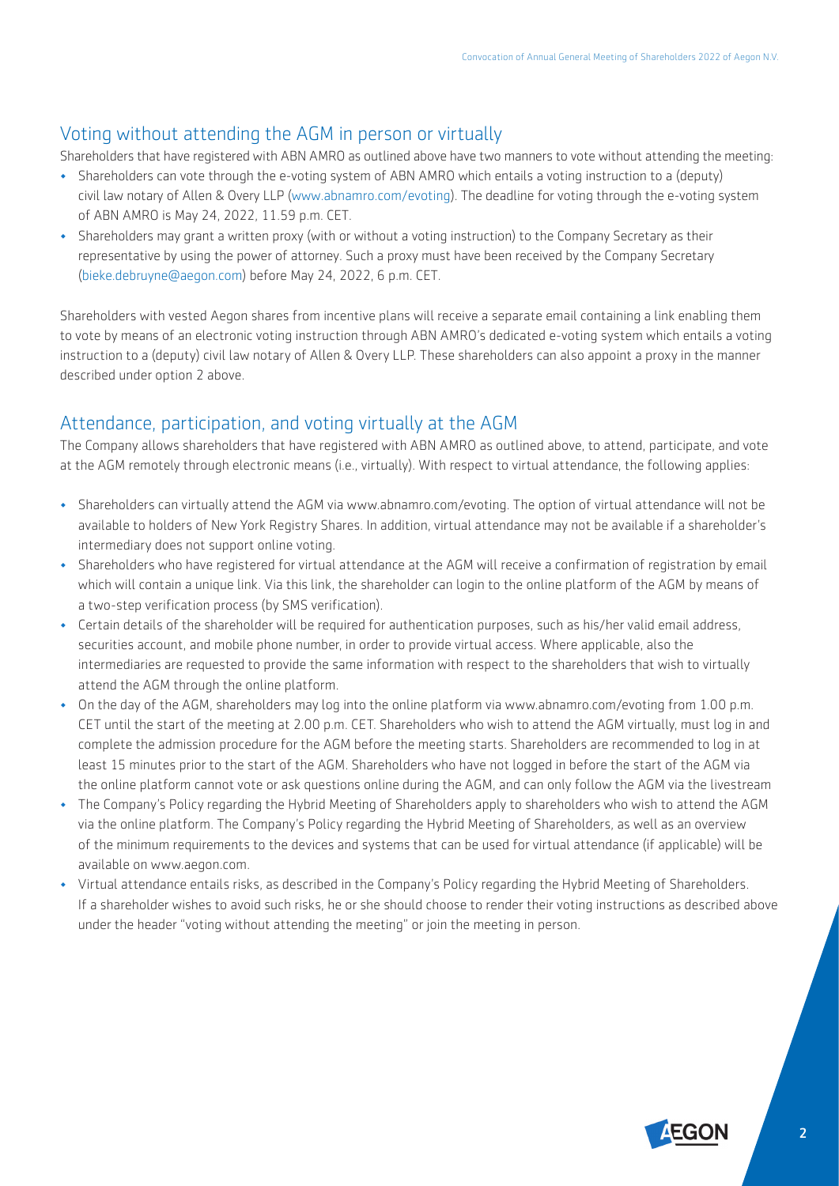## Voting without attending the AGM in person or virtually

Shareholders that have registered with ABN AMRO as outlined above have two manners to vote without attending the meeting:

- Shareholders can vote through the e-voting system of ABN AMRO which entails a voting instruction to a (deputy) civil law notary of Allen & Overy LLP (www.abnamro.com/evoting). The deadline for voting through the e-voting system of ABN AMRO is May 24, 2022, 11.59 p.m. CET.
- Shareholders may grant a written proxy (with or without a voting instruction) to the Company Secretary as their representative by using the power of attorney. Such a proxy must have been received by the Company Secretary (bieke.debruyne@aegon.com) before May 24, 2022, 6 p.m. CET.

Shareholders with vested Aegon shares from incentive plans will receive a separate email containing a link enabling them to vote by means of an electronic voting instruction through ABN AMRO's dedicated e-voting system which entails a voting instruction to a (deputy) civil law notary of Allen & Overy LLP. These shareholders can also appoint a proxy in the manner described under option 2 above.

## Attendance, participation, and voting virtually at the AGM

The Company allows shareholders that have registered with ABN AMRO as outlined above, to attend, participate, and vote at the AGM remotely through electronic means (i.e., virtually). With respect to virtual attendance, the following applies:

- Shareholders can virtually attend the AGM via www.abnamro.com/evoting. The option of virtual attendance will not be available to holders of New York Registry Shares. In addition, virtual attendance may not be available if a shareholder's intermediary does not support online voting.
- Shareholders who have registered for virtual attendance at the AGM will receive a confirmation of registration by email which will contain a unique link. Via this link, the shareholder can login to the online platform of the AGM by means of a two-step verification process (by SMS verification).
- Certain details of the shareholder will be required for authentication purposes, such as his/her valid email address, securities account, and mobile phone number, in order to provide virtual access. Where applicable, also the intermediaries are requested to provide the same information with respect to the shareholders that wish to virtually attend the AGM through the online platform.
- On the day of the AGM, shareholders may log into the online platform via www.abnamro.com/evoting from 1.00 p.m. CET until the start of the meeting at 2.00 p.m. CET. Shareholders who wish to attend the AGM virtually, must log in and complete the admission procedure for the AGM before the meeting starts. Shareholders are recommended to log in at least 15 minutes prior to the start of the AGM. Shareholders who have not logged in before the start of the AGM via the online platform cannot vote or ask questions online during the AGM, and can only follow the AGM via the livestream
- The Company's Policy regarding the Hybrid Meeting of Shareholders apply to shareholders who wish to attend the AGM via the online platform. The Company's Policy regarding the Hybrid Meeting of Shareholders, as well as an overview of the minimum requirements to the devices and systems that can be used for virtual attendance (if applicable) will be available on www.aegon.com.
- Virtual attendance entails risks, as described in the Company's Policy regarding the Hybrid Meeting of Shareholders. If a shareholder wishes to avoid such risks, he or she should choose to render their voting instructions as described above under the header "voting without attending the meeting" or join the meeting in person.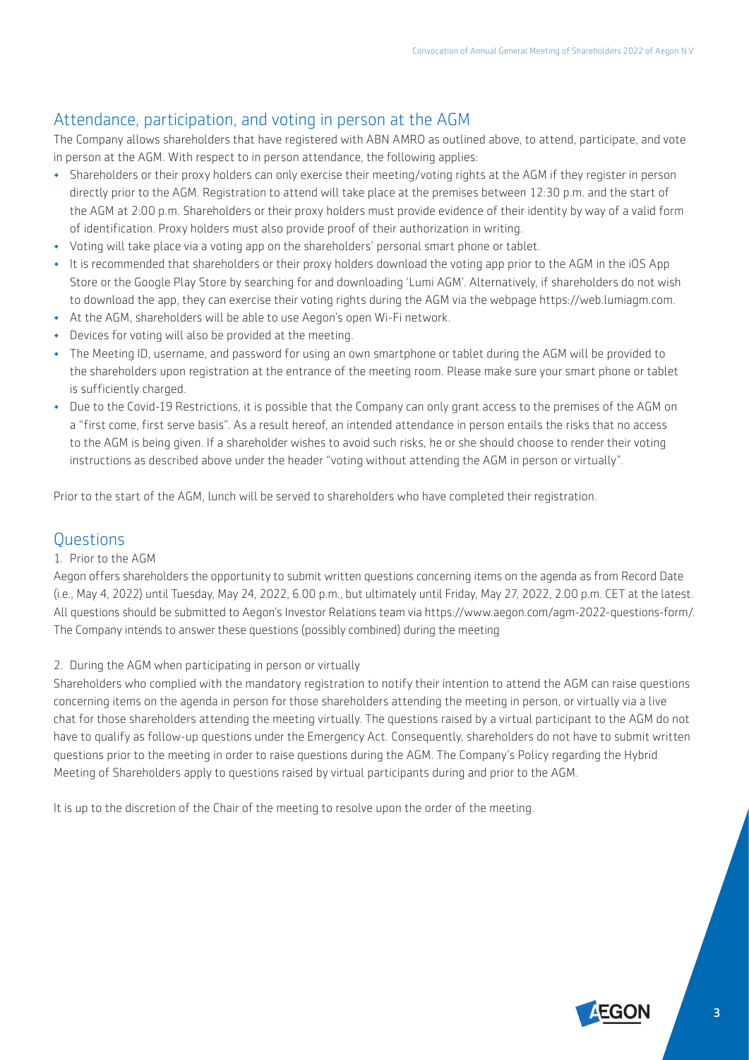## Attendance, participation, and voting in person at the AGM

The Company allows shareholders that have registered with ABN AMRO as outlined above, to attend, participate, and vote in person at the AGM. With respect to in person attendance, the following applies:

- Shareholders or their proxy holders can only exercise their meeting/voting rights at the AGM if they register in person directly prior to the AGM. Registration to attend will take place at the premises between 12:30 p.m. and the start of the AGM at 2:00 p.m. Shareholders or their proxy holders must provide evidence of their identity by way of a valid form of identification. Proxy holders must also provide proof of their authorization in writing.
- Voting will take place via a voting app on the shareholders' personal smart phone or tablet.
- It is recommended that shareholders or their proxy holders download the voting app prior to the AGM in the iOS App Store or the Google Play Store by searching for and downloading 'Lumi AGM'. Alternatively, if shareholders do not wish to download the app, they can exercise their voting rights during the AGM via the webpage https://web.lumiagm.com.
- At the AGM, shareholders will be able to use Aegon's open Wi-Fi network.
- Devices for voting will also be provided at the meeting.
- The Meeting ID, username, and password for using an own smartphone or tablet during the AGM will be provided to the shareholders upon registration at the entrance of the meeting room. Please make sure your smart phone or tablet is sufficiently charged.
- Due to the Covid-19 Restrictions, it is possible that the Company can only grant access to the premises of the AGM on a "first come, first serve basis". As a result hereof, an intended attendance in person entails the risks that no access to the AGM is being given. If a shareholder wishes to avoid such risks, he or she should choose to render their voting instructions as described above under the header "voting without attending the AGM in person or virtually".

Prior to the start of the AGM, lunch will be served to shareholders who have completed their registration.

## Questions

1. Prior to the AGM

Aegon offers shareholders the opportunity to submit written questions concerning items on the agenda as from Record Date (i.e., May 4, 2022) until Tuesday, May 24, 2022, 6.00 p.m., but ultimately until Friday, May 27, 2022, 2.00 p.m. CET at the latest. All questions should be submitted to Aegon's Investor Relations team via https://www.aegon.com/agm-2022-questions-form/. The Company intends to answer these questions (possibly combined) during the meeting

2. During the AGM when participating in person or virtually

Shareholders who complied with the mandatory registration to notify their intention to attend the AGM can raise questions concerning items on the agenda in person for those shareholders attending the meeting in person, or virtually via a live chat for those shareholders attending the meeting virtually. The questions raised by a virtual participant to the AGM do not have to qualify as follow-up questions under the Emergency Act. Consequently, shareholders do not have to submit written questions prior to the meeting in order to raise questions during the AGM. The Company's Policy regarding the Hybrid Meeting of Shareholders apply to questions raised by virtual participants during and prior to the AGM.

It is up to the discretion of the Chair of the meeting to resolve upon the order of the meeting.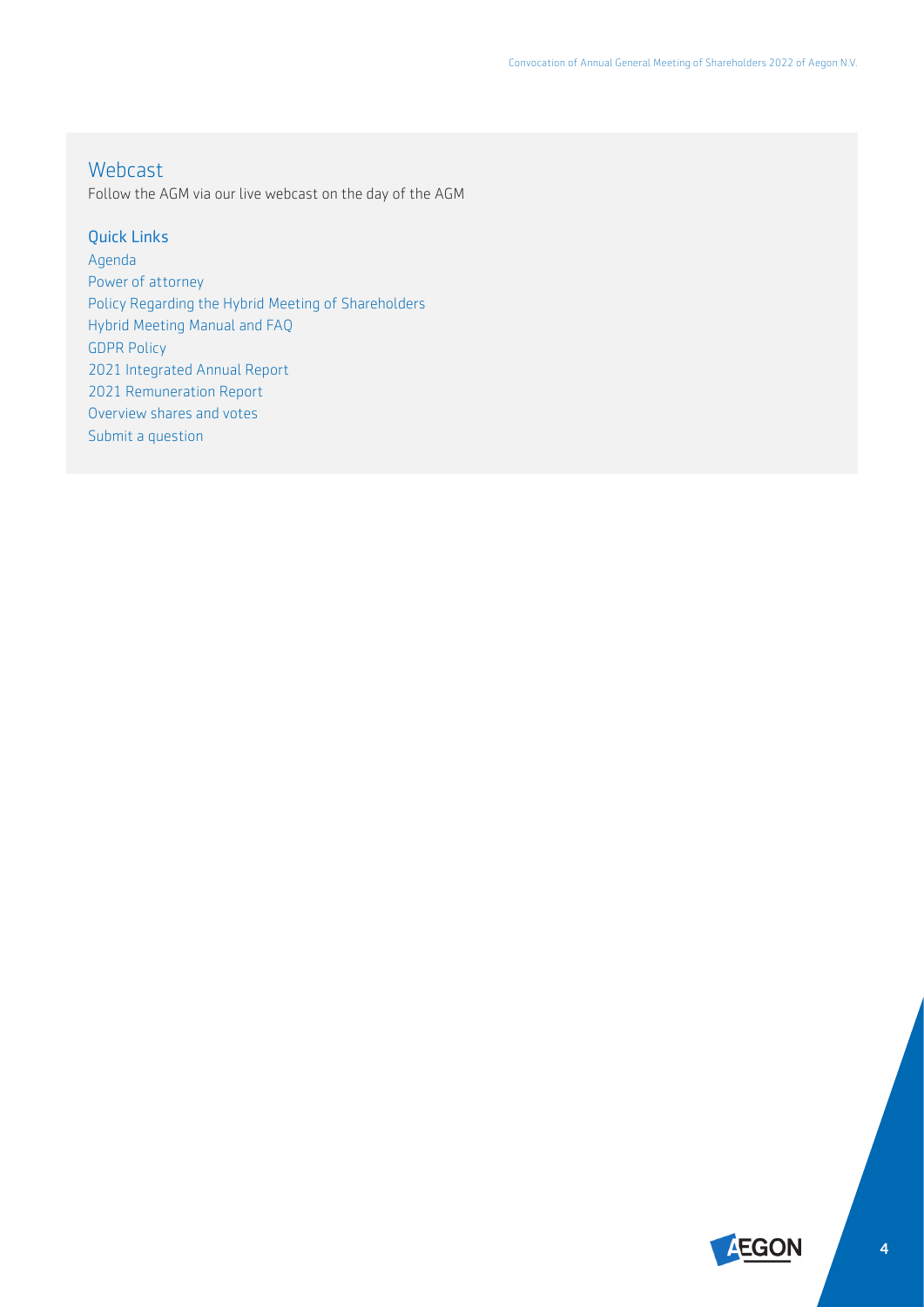## Webcast

Follow the AGM via our live webcast on the day of the AGM

### Quick Links

- Agenda
- Power of attorney
- Policy Regarding the Hybrid Meeting of Shareholders
- Hybrid Meeting Manual and FAQ
- GDPR Policy
- 2021 Integrated Annual Report
- 2021 Remuneration Report
- Overview shares and votes
- Submit a question